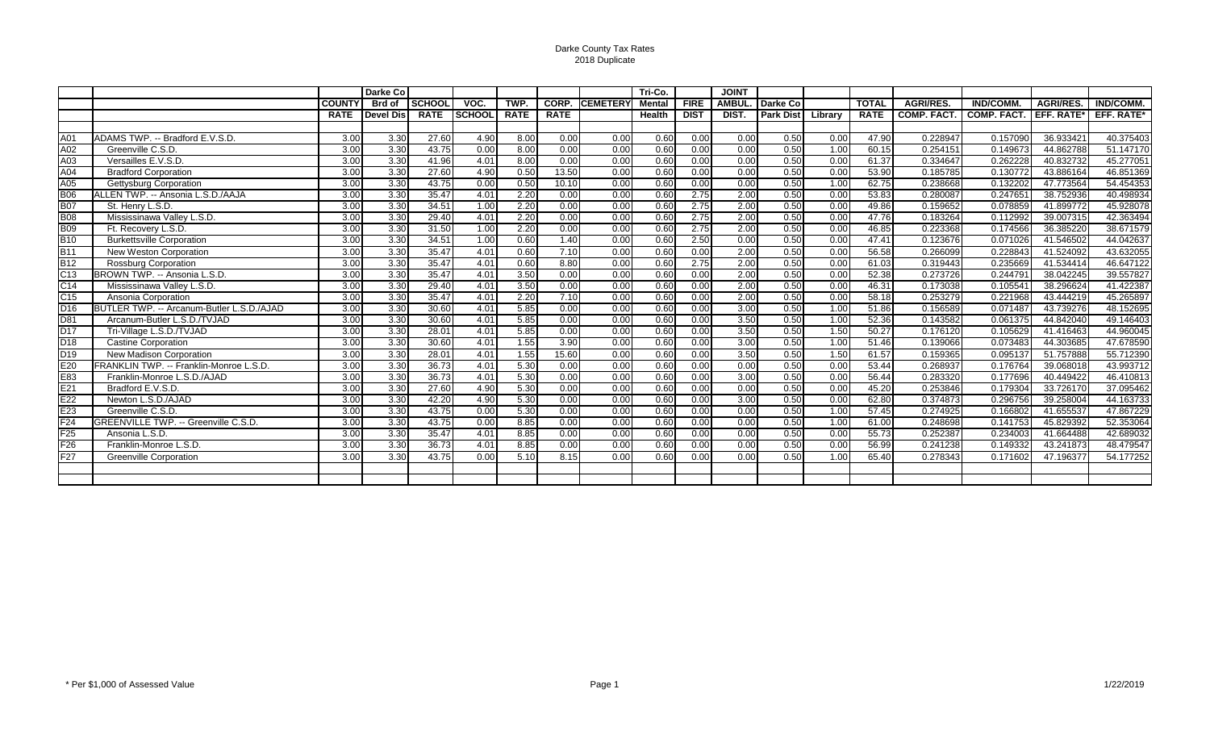# Darke County Tax Rates
## 2018 Duplicate

| | | COUNTY RATE | Darke Co Brd of Devel Dis | SCHOOL RATE | VOC. SCHOOL | TWP. RATE | CORP. RATE | CEMETERY | Tri-Co. Mental Health | FIRE DIST | JOINT AMBUL. DIST. | Darke Co Park Dist | Library | TOTAL RATE | AGRI/RES. COMP. FACT. | IND/COMM. COMP. FACT. | AGRI/RES. EFF. RATE* | IND/COMM. EFF. RATE* |
|---|---|---|---|---|---|---|---|---|---|---|---|---|---|---|---|---|---|---|
| A01 | ADAMS TWP. -- Bradford E.V.S.D. | 3.00 | 3.30 | 27.60 | 4.90 | 8.00 | 0.00 | 0.00 | 0.60 | 0.00 | 0.00 | 0.50 | 0.00 | 47.90 | 0.228947 | 0.157090 | 36.933421 | 40.375403 |
| A02 | Greenville C.S.D. | 3.00 | 3.30 | 43.75 | 0.00 | 8.00 | 0.00 | 0.00 | 0.60 | 0.00 | 0.00 | 0.50 | 1.00 | 60.15 | 0.254151 | 0.149673 | 44.862788 | 51.147170 |
| A03 | Versailles E.V.S.D. | 3.00 | 3.30 | 41.96 | 4.01 | 8.00 | 0.00 | 0.00 | 0.60 | 0.00 | 0.00 | 0.50 | 0.00 | 61.37 | 0.334647 | 0.262228 | 40.832732 | 45.277051 |
| A04 | Bradford Corporation | 3.00 | 3.30 | 27.60 | 4.90 | 0.50 | 13.50 | 0.00 | 0.60 | 0.00 | 0.00 | 0.50 | 0.00 | 53.90 | 0.185785 | 0.130772 | 43.886164 | 46.851369 |
| A05 | Gettysburg Corporation | 3.00 | 3.30 | 43.75 | 0.00 | 0.50 | 10.10 | 0.00 | 0.60 | 0.00 | 0.00 | 0.50 | 1.00 | 62.75 | 0.238668 | 0.132202 | 47.773564 | 54.454353 |
| B06 | ALLEN TWP. -- Ansonia L.S.D./AAJA | 3.00 | 3.30 | 35.47 | 4.01 | 2.20 | 0.00 | 0.00 | 0.60 | 2.75 | 2.00 | 0.50 | 0.00 | 53.83 | 0.280087 | 0.247651 | 38.752936 | 40.498934 |
| B07 | St. Henry L.S.D. | 3.00 | 3.30 | 34.51 | 1.00 | 2.20 | 0.00 | 0.00 | 0.60 | 2.75 | 2.00 | 0.50 | 0.00 | 49.86 | 0.159652 | 0.078859 | 41.899772 | 45.928078 |
| B08 | Mississinawa Valley L.S.D. | 3.00 | 3.30 | 29.40 | 4.01 | 2.20 | 0.00 | 0.00 | 0.60 | 2.75 | 2.00 | 0.50 | 0.00 | 47.76 | 0.183264 | 0.112992 | 39.007315 | 42.363494 |
| B09 | Ft. Recovery L.S.D. | 3.00 | 3.30 | 31.50 | 1.00 | 2.20 | 0.00 | 0.00 | 0.60 | 2.75 | 2.00 | 0.50 | 0.00 | 46.85 | 0.223368 | 0.174566 | 36.385220 | 38.671579 |
| B10 | Burkettsville Corporation | 3.00 | 3.30 | 34.51 | 1.00 | 0.60 | 1.40 | 0.00 | 0.60 | 2.50 | 0.00 | 0.50 | 0.00 | 47.41 | 0.123676 | 0.071026 | 41.546502 | 44.042637 |
| B11 | New Weston Corporation | 3.00 | 3.30 | 35.47 | 4.01 | 0.60 | 7.10 | 0.00 | 0.60 | 0.00 | 2.00 | 0.50 | 0.00 | 56.58 | 0.266099 | 0.228843 | 41.524092 | 43.632055 |
| B12 | Rossburg Corporation | 3.00 | 3.30 | 35.47 | 4.01 | 0.60 | 8.80 | 0.00 | 0.60 | 2.75 | 2.00 | 0.50 | 0.00 | 61.03 | 0.319443 | 0.235669 | 41.534414 | 46.647122 |
| C13 | BROWN TWP. -- Ansonia L.S.D. | 3.00 | 3.30 | 35.47 | 4.01 | 3.50 | 0.00 | 0.00 | 0.60 | 0.00 | 2.00 | 0.50 | 0.00 | 52.38 | 0.273726 | 0.244791 | 38.042245 | 39.557827 |
| C14 | Mississinawa Valley L.S.D. | 3.00 | 3.30 | 29.40 | 4.01 | 3.50 | 0.00 | 0.00 | 0.60 | 0.00 | 2.00 | 0.50 | 0.00 | 46.31 | 0.173038 | 0.105541 | 38.296624 | 41.422387 |
| C15 | Ansonia Corporation | 3.00 | 3.30 | 35.47 | 4.01 | 2.20 | 7.10 | 0.00 | 0.60 | 0.00 | 2.00 | 0.50 | 0.00 | 58.18 | 0.253279 | 0.221968 | 43.444219 | 45.265897 |
| D16 | BUTLER TWP. -- Arcanum-Butler L.S.D./AJAD | 3.00 | 3.30 | 30.60 | 4.01 | 5.85 | 0.00 | 0.00 | 0.60 | 0.00 | 3.00 | 0.50 | 1.00 | 51.86 | 0.156589 | 0.071487 | 43.739276 | 48.152695 |
| D81 | Arcanum-Butler L.S.D./TVJAD | 3.00 | 3.30 | 30.60 | 4.01 | 5.85 | 0.00 | 0.00 | 0.60 | 0.00 | 3.50 | 0.50 | 1.00 | 52.36 | 0.143582 | 0.061375 | 44.842040 | 49.146403 |
| D17 | Tri-Village L.S.D./TVJAD | 3.00 | 3.30 | 28.01 | 4.01 | 5.85 | 0.00 | 0.00 | 0.60 | 0.00 | 3.50 | 0.50 | 1.50 | 50.27 | 0.176120 | 0.105629 | 41.416463 | 44.960045 |
| D18 | Castine Corporation | 3.00 | 3.30 | 30.60 | 4.01 | 1.55 | 3.90 | 0.00 | 0.60 | 0.00 | 3.00 | 0.50 | 1.00 | 51.46 | 0.139066 | 0.073483 | 44.303685 | 47.678590 |
| D19 | New Madison Corporation | 3.00 | 3.30 | 28.01 | 4.01 | 1.55 | 15.60 | 0.00 | 0.60 | 0.00 | 3.50 | 0.50 | 1.50 | 61.57 | 0.159365 | 0.095137 | 51.757888 | 55.712390 |
| E20 | FRANKLIN TWP. -- Franklin-Monroe L.S.D. | 3.00 | 3.30 | 36.73 | 4.01 | 5.30 | 0.00 | 0.00 | 0.60 | 0.00 | 0.00 | 0.50 | 0.00 | 53.44 | 0.268937 | 0.176764 | 39.068018 | 43.993712 |
| E83 | Franklin-Monroe L.S.D./AJAD | 3.00 | 3.30 | 36.73 | 4.01 | 5.30 | 0.00 | 0.00 | 0.60 | 0.00 | 3.00 | 0.50 | 0.00 | 56.44 | 0.283320 | 0.177696 | 40.449422 | 46.410813 |
| E21 | Bradford E.V.S.D. | 3.00 | 3.30 | 27.60 | 4.90 | 5.30 | 0.00 | 0.00 | 0.60 | 0.00 | 0.00 | 0.50 | 0.00 | 45.20 | 0.253846 | 0.179304 | 33.726170 | 37.095462 |
| E22 | Newton L.S.D./AJAD | 3.00 | 3.30 | 42.20 | 4.90 | 5.30 | 0.00 | 0.00 | 0.60 | 0.00 | 3.00 | 0.50 | 0.00 | 62.80 | 0.374873 | 0.296756 | 39.258004 | 44.163733 |
| E23 | Greenville C.S.D. | 3.00 | 3.30 | 43.75 | 0.00 | 5.30 | 0.00 | 0.00 | 0.60 | 0.00 | 0.00 | 0.50 | 1.00 | 57.45 | 0.274925 | 0.166802 | 41.655537 | 47.867229 |
| F24 | GREENVILLE TWP. -- Greenville C.S.D. | 3.00 | 3.30 | 43.75 | 0.00 | 8.85 | 0.00 | 0.00 | 0.60 | 0.00 | 0.00 | 0.50 | 1.00 | 61.00 | 0.248698 | 0.141753 | 45.829392 | 52.353064 |
| F25 | Ansonia L.S.D. | 3.00 | 3.30 | 35.47 | 4.01 | 8.85 | 0.00 | 0.00 | 0.60 | 0.00 | 0.00 | 0.50 | 0.00 | 55.73 | 0.252387 | 0.234003 | 41.664488 | 42.689032 |
| F26 | Franklin-Monroe L.S.D. | 3.00 | 3.30 | 36.73 | 4.01 | 8.85 | 0.00 | 0.00 | 0.60 | 0.00 | 0.00 | 0.50 | 0.00 | 56.99 | 0.241238 | 0.149332 | 43.241873 | 48.479547 |
| F27 | Greenville Corporation | 3.00 | 3.30 | 43.75 | 0.00 | 5.10 | 8.15 | 0.00 | 0.60 | 0.00 | 0.00 | 0.50 | 1.00 | 65.40 | 0.278343 | 0.171602 | 47.196377 | 54.177252 |

\* Per $1,000 of Assessed Value

1/22/2019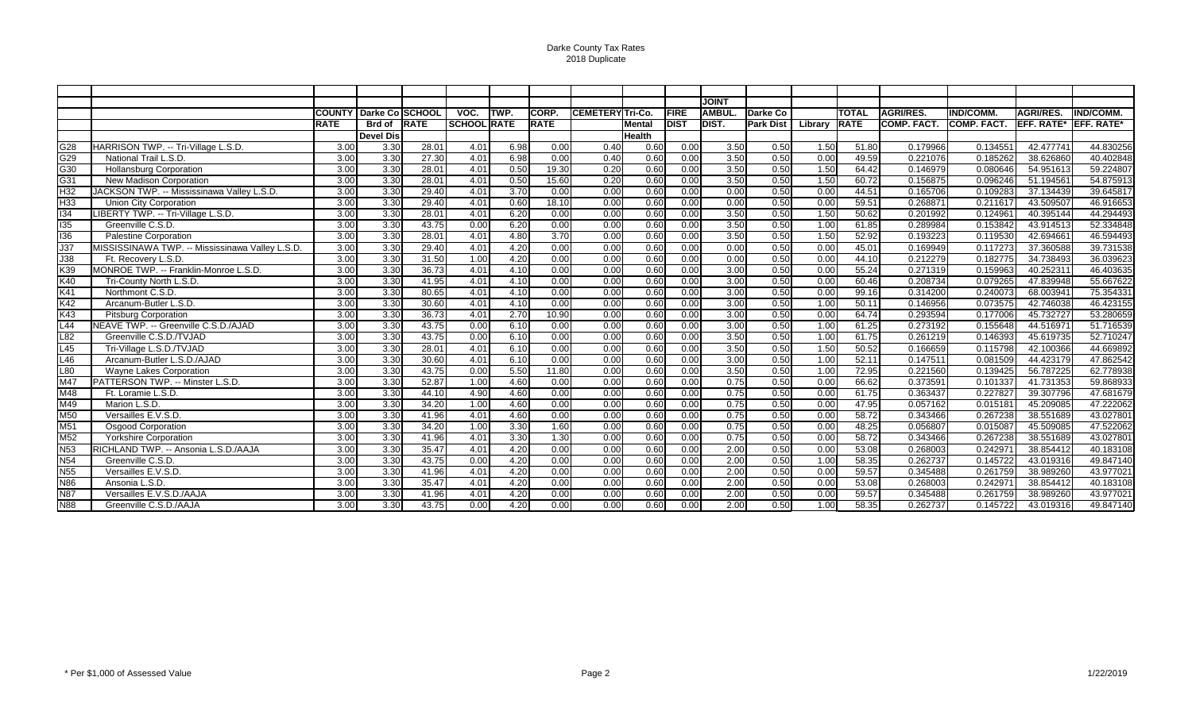# Darke County Tax Rates
## 2018 Duplicate

| | | COUNTY RATE | Darke Co Brd of Devel Dis | SCHOOL RATE | VOC. SCHOOL | TWP. RATE | CORP. RATE | CEMETERY | Tri-Co. Mental Health | FIRE DIST | JOINT AMBUL. DIST. | Darke Co Park Dist | Library | TOTAL RATE | AGRI/RES. COMP. FACT. | IND/COMM. COMP. FACT. | AGRI/RES. EFF. RATE* | IND/COMM. EFF. RATE* |
|---|---|---|---|---|---|---|---|---|---|---|---|---|---|---|---|---|---|---|
| G28 | HARRISON TWP. -- Tri-Village L.S.D. | 3.00 | 3.30 | 28.01 | 4.01 | 6.98 | 0.00 | 0.40 | 0.60 | 0.00 | 3.50 | 0.50 | 1.50 | 51.80 | 0.179966 | 0.134551 | 42.477741 | 44.830256 |
| G29 | National Trail L.S.D. | 3.00 | 3.30 | 27.30 | 4.01 | 6.98 | 0.00 | 0.40 | 0.60 | 0.00 | 3.50 | 0.50 | 0.00 | 49.59 | 0.221076 | 0.185262 | 38.626860 | 40.402848 |
| G30 | Hollansburg Corporation | 3.00 | 3.30 | 28.01 | 4.01 | 0.50 | 19.30 | 0.20 | 0.60 | 0.00 | 3.50 | 0.50 | 1.50 | 64.42 | 0.146979 | 0.080646 | 54.951613 | 59.224807 |
| G31 | New Madison Corporation | 3.00 | 3.30 | 28.01 | 4.01 | 0.50 | 15.60 | 0.20 | 0.60 | 0.00 | 3.50 | 0.50 | 1.50 | 60.72 | 0.156875 | 0.096246 | 51.194561 | 54.875913 |
| H32 | JACKSON TWP. -- Mississinawa Valley L.S.D. | 3.00 | 3.30 | 29.40 | 4.01 | 3.70 | 0.00 | 0.00 | 0.60 | 0.00 | 0.00 | 0.50 | 0.00 | 44.51 | 0.165706 | 0.109283 | 37.134439 | 39.645817 |
| H33 | Union City Corporation | 3.00 | 3.30 | 29.40 | 4.01 | 0.60 | 18.10 | 0.00 | 0.60 | 0.00 | 0.00 | 0.50 | 0.00 | 59.51 | 0.268871 | 0.211617 | 43.509507 | 46.916653 |
| I34 | LIBERTY TWP. -- Tri-Village L.S.D. | 3.00 | 3.30 | 28.01 | 4.01 | 6.20 | 0.00 | 0.00 | 0.60 | 0.00 | 3.50 | 0.50 | 1.50 | 50.62 | 0.201992 | 0.124961 | 40.395144 | 44.294493 |
| I35 | Greenville C.S.D. | 3.00 | 3.30 | 43.75 | 0.00 | 6.20 | 0.00 | 0.00 | 0.60 | 0.00 | 3.50 | 0.50 | 1.00 | 61.85 | 0.289984 | 0.153842 | 43.914513 | 52.334848 |
| I36 | Palestine Corporation | 3.00 | 3.30 | 28.01 | 4.01 | 4.80 | 3.70 | 0.00 | 0.60 | 0.00 | 3.50 | 0.50 | 1.50 | 52.92 | 0.193223 | 0.119530 | 42.694661 | 46.594493 |
| J37 | MISSISSINAWA TWP. -- Mississinawa Valley L.S.D. | 3.00 | 3.30 | 29.40 | 4.01 | 4.20 | 0.00 | 0.00 | 0.60 | 0.00 | 0.00 | 0.50 | 0.00 | 45.01 | 0.169949 | 0.117273 | 37.360588 | 39.731538 |
| J38 | Ft. Recovery L.S.D. | 3.00 | 3.30 | 31.50 | 1.00 | 4.20 | 0.00 | 0.00 | 0.60 | 0.00 | 0.00 | 0.50 | 0.00 | 44.10 | 0.212279 | 0.182775 | 34.738493 | 36.039623 |
| K39 | MONROE TWP. -- Franklin-Monroe L.S.D. | 3.00 | 3.30 | 36.73 | 4.01 | 4.10 | 0.00 | 0.00 | 0.60 | 0.00 | 3.00 | 0.50 | 0.00 | 55.24 | 0.271319 | 0.159963 | 40.252311 | 46.403635 |
| K40 | Tri-County North L.S.D. | 3.00 | 3.30 | 41.95 | 4.01 | 4.10 | 0.00 | 0.00 | 0.60 | 0.00 | 3.00 | 0.50 | 0.00 | 60.46 | 0.208734 | 0.079265 | 47.839948 | 55.667622 |
| K41 | Northmont C.S.D. | 3.00 | 3.30 | 80.65 | 4.01 | 4.10 | 0.00 | 0.00 | 0.60 | 0.00 | 3.00 | 0.50 | 0.00 | 99.16 | 0.314200 | 0.240073 | 68.003941 | 75.354331 |
| K42 | Arcanum-Butler L.S.D. | 3.00 | 3.30 | 30.60 | 4.01 | 4.10 | 0.00 | 0.00 | 0.60 | 0.00 | 3.00 | 0.50 | 1.00 | 50.11 | 0.146956 | 0.073575 | 42.746038 | 46.423155 |
| K43 | Pitsburg Corporation | 3.00 | 3.30 | 36.73 | 4.01 | 2.70 | 10.90 | 0.00 | 0.60 | 0.00 | 3.00 | 0.50 | 0.00 | 64.74 | 0.293594 | 0.177006 | 45.732727 | 53.280659 |
| L44 | NEAVE TWP. -- Greenville C.S.D./AJAD | 3.00 | 3.30 | 43.75 | 0.00 | 6.10 | 0.00 | 0.00 | 0.60 | 0.00 | 3.00 | 0.50 | 1.00 | 61.25 | 0.273192 | 0.155648 | 44.516971 | 51.716539 |
| L82 | Greenville C.S.D./TVJAD | 3.00 | 3.30 | 43.75 | 0.00 | 6.10 | 0.00 | 0.00 | 0.60 | 0.00 | 3.50 | 0.50 | 1.00 | 61.75 | 0.261219 | 0.146393 | 45.619735 | 52.710247 |
| L45 | Tri-Village L.S.D./TVJAD | 3.00 | 3.30 | 28.01 | 4.01 | 6.10 | 0.00 | 0.00 | 0.60 | 0.00 | 3.50 | 0.50 | 1.50 | 50.52 | 0.166659 | 0.115798 | 42.100366 | 44.669892 |
| L46 | Arcanum-Butler L.S.D./AJAD | 3.00 | 3.30 | 30.60 | 4.01 | 6.10 | 0.00 | 0.00 | 0.60 | 0.00 | 3.00 | 0.50 | 1.00 | 52.11 | 0.147511 | 0.081509 | 44.423179 | 47.862542 |
| L80 | Wayne Lakes Corporation | 3.00 | 3.30 | 43.75 | 0.00 | 5.50 | 11.80 | 0.00 | 0.60 | 0.00 | 3.50 | 0.50 | 1.00 | 72.95 | 0.221560 | 0.139425 | 56.787225 | 62.778938 |
| M47 | PATTERSON TWP. -- Minster L.S.D. | 3.00 | 3.30 | 52.87 | 1.00 | 4.60 | 0.00 | 0.00 | 0.60 | 0.00 | 0.75 | 0.50 | 0.00 | 66.62 | 0.373591 | 0.101337 | 41.731353 | 59.868933 |
| M48 | Ft. Loramie L.S.D. | 3.00 | 3.30 | 44.10 | 4.90 | 4.60 | 0.00 | 0.00 | 0.60 | 0.00 | 0.75 | 0.50 | 0.00 | 61.75 | 0.363437 | 0.227827 | 39.307796 | 47.681679 |
| M49 | Marion L.S.D. | 3.00 | 3.30 | 34.20 | 1.00 | 4.60 | 0.00 | 0.00 | 0.60 | 0.00 | 0.75 | 0.50 | 0.00 | 47.95 | 0.057162 | 0.015181 | 45.209085 | 47.222062 |
| M50 | Versailles E.V.S.D. | 3.00 | 3.30 | 41.96 | 4.01 | 4.60 | 0.00 | 0.00 | 0.60 | 0.00 | 0.75 | 0.50 | 0.00 | 58.72 | 0.343466 | 0.267238 | 38.551689 | 43.027801 |
| M51 | Osgood Corporation | 3.00 | 3.30 | 34.20 | 1.00 | 3.30 | 1.60 | 0.00 | 0.60 | 0.00 | 0.75 | 0.50 | 0.00 | 48.25 | 0.056807 | 0.015087 | 45.509085 | 47.522062 |
| M52 | Yorkshire Corporation | 3.00 | 3.30 | 41.96 | 4.01 | 3.30 | 1.30 | 0.00 | 0.60 | 0.00 | 0.75 | 0.50 | 0.00 | 58.72 | 0.343466 | 0.267238 | 38.551689 | 43.027801 |
| N53 | RICHLAND TWP. -- Ansonia L.S.D./AAJA | 3.00 | 3.30 | 35.47 | 4.01 | 4.20 | 0.00 | 0.00 | 0.60 | 0.00 | 2.00 | 0.50 | 0.00 | 53.08 | 0.268003 | 0.242971 | 38.854412 | 40.183108 |
| N54 | Greenville C.S.D. | 3.00 | 3.30 | 43.75 | 0.00 | 4.20 | 0.00 | 0.00 | 0.60 | 0.00 | 2.00 | 0.50 | 1.00 | 58.35 | 0.262737 | 0.145722 | 43.019316 | 49.847140 |
| N55 | Versailles E.V.S.D. | 3.00 | 3.30 | 41.96 | 4.01 | 4.20 | 0.00 | 0.00 | 0.60 | 0.00 | 2.00 | 0.50 | 0.00 | 59.57 | 0.345488 | 0.261759 | 38.989260 | 43.977021 |
| N86 | Ansonia L.S.D. | 3.00 | 3.30 | 35.47 | 4.01 | 4.20 | 0.00 | 0.00 | 0.60 | 0.00 | 2.00 | 0.50 | 0.00 | 53.08 | 0.268003 | 0.242971 | 38.854412 | 40.183108 |
| N87 | Versailles E.V.S.D./AAJA | 3.00 | 3.30 | 41.96 | 4.01 | 4.20 | 0.00 | 0.00 | 0.60 | 0.00 | 2.00 | 0.50 | 0.00 | 59.57 | 0.345488 | 0.261759 | 38.989260 | 43.977021 |
| N88 | Greenville C.S.D./AAJA | 3.00 | 3.30 | 43.75 | 0.00 | 4.20 | 0.00 | 0.00 | 0.60 | 0.00 | 2.00 | 0.50 | 1.00 | 58.35 | 0.262737 | 0.145722 | 43.019316 | 49.847140 |

* Per $1,000 of Assessed Value

1/22/2019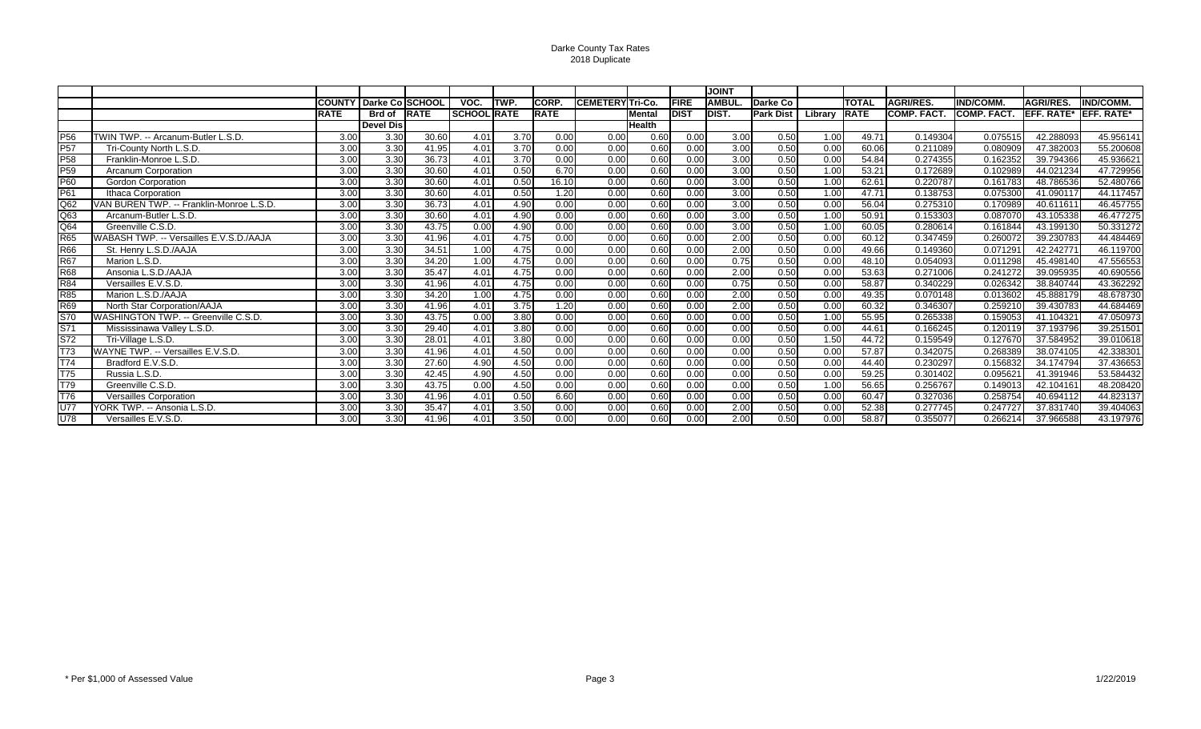# Darke County Tax Rates
## 2018 Duplicate

| | | COUNTY RATE | Darke Co Brd of Devel Dis | SCHOOL RATE | VOC. SCHOOL | TWP. RATE | CORP. RATE | CEMETERY | Tri-Co. Mental Health | FIRE DIST | JOINT AMBUL. DIST. | Darke Co Park Dist | Library | TOTAL RATE | AGRI/RES. COMP. FACT. | IND/COMM. COMP. FACT. | AGRI/RES. EFF. RATE* | IND/COMM. EFF. RATE* |
|---|---|---|---|---|---|---|---|---|---|---|---|---|---|---|---|---|---|---|
| P56 | TWIN TWP. -- Arcanum-Butler L.S.D. | 3.00 | 3.30 | 30.60 | 4.01 | 3.70 | 0.00 | 0.00 | 0.60 | 0.00 | 3.00 | 0.50 | 1.00 | 49.71 | 0.149304 | 0.075515 | 42.288093 | 45.956141 |
| P57 | Tri-County North L.S.D. | 3.00 | 3.30 | 41.95 | 4.01 | 3.70 | 0.00 | 0.00 | 0.60 | 0.00 | 3.00 | 0.50 | 0.00 | 60.06 | 0.211089 | 0.080909 | 47.382003 | 55.200608 |
| P58 | Franklin-Monroe L.S.D. | 3.00 | 3.30 | 36.73 | 4.01 | 3.70 | 0.00 | 0.00 | 0.60 | 0.00 | 3.00 | 0.50 | 0.00 | 54.84 | 0.274355 | 0.162352 | 39.794366 | 45.936621 |
| P59 | Arcanum Corporation | 3.00 | 3.30 | 30.60 | 4.01 | 0.50 | 6.70 | 0.00 | 0.60 | 0.00 | 3.00 | 0.50 | 1.00 | 53.21 | 0.172689 | 0.102989 | 44.021234 | 47.729956 |
| P60 | Gordon Corporation | 3.00 | 3.30 | 30.60 | 4.01 | 0.50 | 16.10 | 0.00 | 0.60 | 0.00 | 3.00 | 0.50 | 1.00 | 62.61 | 0.220787 | 0.161783 | 48.786536 | 52.480766 |
| P61 | Ithaca Corporation | 3.00 | 3.30 | 30.60 | 4.01 | 0.50 | 1.20 | 0.00 | 0.60 | 0.00 | 3.00 | 0.50 | 1.00 | 47.71 | 0.138753 | 0.075300 | 41.090117 | 44.117457 |
| Q62 | VAN BUREN TWP. -- Franklin-Monroe L.S.D. | 3.00 | 3.30 | 36.73 | 4.01 | 4.90 | 0.00 | 0.00 | 0.60 | 0.00 | 3.00 | 0.50 | 0.00 | 56.04 | 0.275310 | 0.170989 | 40.611611 | 46.457755 |
| Q63 | Arcanum-Butler L.S.D. | 3.00 | 3.30 | 30.60 | 4.01 | 4.90 | 0.00 | 0.00 | 0.60 | 0.00 | 3.00 | 0.50 | 1.00 | 50.91 | 0.153303 | 0.087070 | 43.105338 | 46.477275 |
| Q64 | Greenville C.S.D. | 3.00 | 3.30 | 43.75 | 0.00 | 4.90 | 0.00 | 0.00 | 0.60 | 0.00 | 3.00 | 0.50 | 1.00 | 60.05 | 0.280614 | 0.161844 | 43.199130 | 50.331272 |
| R65 | WABASH TWP. -- Versailles E.V.S.D./AAJA | 3.00 | 3.30 | 41.96 | 4.01 | 4.75 | 0.00 | 0.00 | 0.60 | 0.00 | 2.00 | 0.50 | 0.00 | 60.12 | 0.347459 | 0.260072 | 39.230783 | 44.484469 |
| R66 | St. Henry L.S.D./AAJA | 3.00 | 3.30 | 34.51 | 1.00 | 4.75 | 0.00 | 0.00 | 0.60 | 0.00 | 2.00 | 0.50 | 0.00 | 49.66 | 0.149360 | 0.071291 | 42.242771 | 46.119700 |
| R67 | Marion L.S.D. | 3.00 | 3.30 | 34.20 | 1.00 | 4.75 | 0.00 | 0.00 | 0.60 | 0.00 | 0.75 | 0.50 | 0.00 | 48.10 | 0.054093 | 0.011298 | 45.498140 | 47.556553 |
| R68 | Ansonia L.S.D./AAJA | 3.00 | 3.30 | 35.47 | 4.01 | 4.75 | 0.00 | 0.00 | 0.60 | 0.00 | 2.00 | 0.50 | 0.00 | 53.63 | 0.271006 | 0.241272 | 39.095935 | 40.690556 |
| R84 | Versailles E.V.S.D. | 3.00 | 3.30 | 41.96 | 4.01 | 4.75 | 0.00 | 0.00 | 0.60 | 0.00 | 0.75 | 0.50 | 0.00 | 58.87 | 0.340229 | 0.026342 | 38.840744 | 43.362292 |
| R85 | Marion L.S.D./AAJA | 3.00 | 3.30 | 34.20 | 1.00 | 4.75 | 0.00 | 0.00 | 0.60 | 0.00 | 2.00 | 0.50 | 0.00 | 49.35 | 0.070148 | 0.013602 | 45.888179 | 48.678730 |
| R69 | North Star Corporation/AAJA | 3.00 | 3.30 | 41.96 | 4.01 | 3.75 | 1.20 | 0.00 | 0.60 | 0.00 | 2.00 | 0.50 | 0.00 | 60.32 | 0.346307 | 0.259210 | 39.430783 | 44.684469 |
| S70 | WASHINGTON TWP. -- Greenville C.S.D. | 3.00 | 3.30 | 43.75 | 0.00 | 3.80 | 0.00 | 0.00 | 0.60 | 0.00 | 0.00 | 0.50 | 1.00 | 55.95 | 0.265338 | 0.159053 | 41.104321 | 47.050973 |
| S71 | Mississinawa Valley L.S.D. | 3.00 | 3.30 | 29.40 | 4.01 | 3.80 | 0.00 | 0.00 | 0.60 | 0.00 | 0.00 | 0.50 | 0.00 | 44.61 | 0.166245 | 0.120119 | 37.193796 | 39.251501 |
| S72 | Tri-Village L.S.D. | 3.00 | 3.30 | 28.01 | 4.01 | 3.80 | 0.00 | 0.00 | 0.60 | 0.00 | 0.00 | 0.50 | 1.50 | 44.72 | 0.159549 | 0.127670 | 37.584952 | 39.010618 |
| T73 | WAYNE TWP. -- Versailles E.V.S.D. | 3.00 | 3.30 | 41.96 | 4.01 | 4.50 | 0.00 | 0.00 | 0.60 | 0.00 | 0.00 | 0.50 | 0.00 | 57.87 | 0.342075 | 0.268389 | 38.074105 | 42.338301 |
| T74 | Bradford E.V.S.D. | 3.00 | 3.30 | 27.60 | 4.90 | 4.50 | 0.00 | 0.00 | 0.60 | 0.00 | 0.00 | 0.50 | 0.00 | 44.40 | 0.230297 | 0.156832 | 34.174794 | 37.436653 |
| T75 | Russia L.S.D. | 3.00 | 3.30 | 42.45 | 4.90 | 4.50 | 0.00 | 0.00 | 0.60 | 0.00 | 0.00 | 0.50 | 0.00 | 59.25 | 0.301402 | 0.095621 | 41.391946 | 53.584432 |
| T79 | Greenville C.S.D. | 3.00 | 3.30 | 43.75 | 0.00 | 4.50 | 0.00 | 0.00 | 0.60 | 0.00 | 0.00 | 0.50 | 1.00 | 56.65 | 0.256767 | 0.149013 | 42.104161 | 48.208420 |
| T76 | Versailles Corporation | 3.00 | 3.30 | 41.96 | 4.01 | 0.50 | 6.60 | 0.00 | 0.60 | 0.00 | 0.00 | 0.50 | 0.00 | 60.47 | 0.327036 | 0.258754 | 40.694112 | 44.823137 |
| U77 | YORK TWP. -- Ansonia L.S.D. | 3.00 | 3.30 | 35.47 | 4.01 | 3.50 | 0.00 | 0.00 | 0.60 | 0.00 | 2.00 | 0.50 | 0.00 | 52.38 | 0.277745 | 0.247727 | 37.831740 | 39.404063 |
| U78 | Versailles E.V.S.D. | 3.00 | 3.30 | 41.96 | 4.01 | 3.50 | 0.00 | 0.00 | 0.60 | 0.00 | 2.00 | 0.50 | 0.00 | 58.87 | 0.355077 | 0.266214 | 37.966588 | 43.197976 |

* Per $1,000 of Assessed Value

1/22/2019